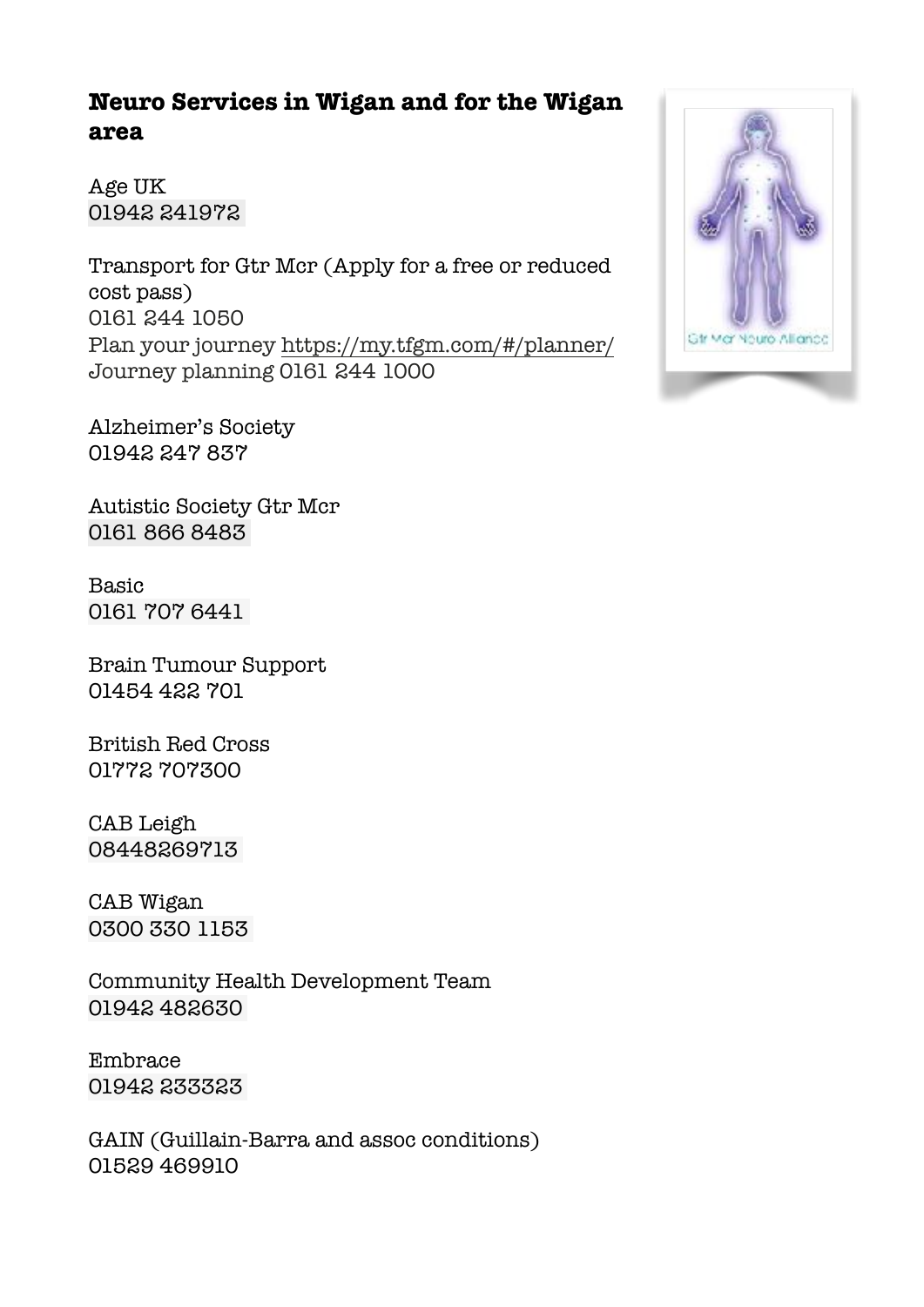# Neuro Services in Wigan and for the Wigan area

Age UK
01942 241972

Transport for Gtr Mcr (Apply for a free or reduced cost pass)
0161 244 1050
Plan your journey https://my.tfgm.com/#/planner/
Journey planning 0161 244 1000

Alzheimer's Society
01942 247 837

Autistic Society Gtr Mcr
0161 866 8483

Basic
0161 707 6441

Brain Tumour Support
01454 422 701

British Red Cross
01772 707300

CAB Leigh
08448269713

CAB Wigan
0300 330 1153

Community Health Development Team
01942 482630

Embrace
01942 233323

GAIN (Guillain-Barra and assoc conditions)
01529 469910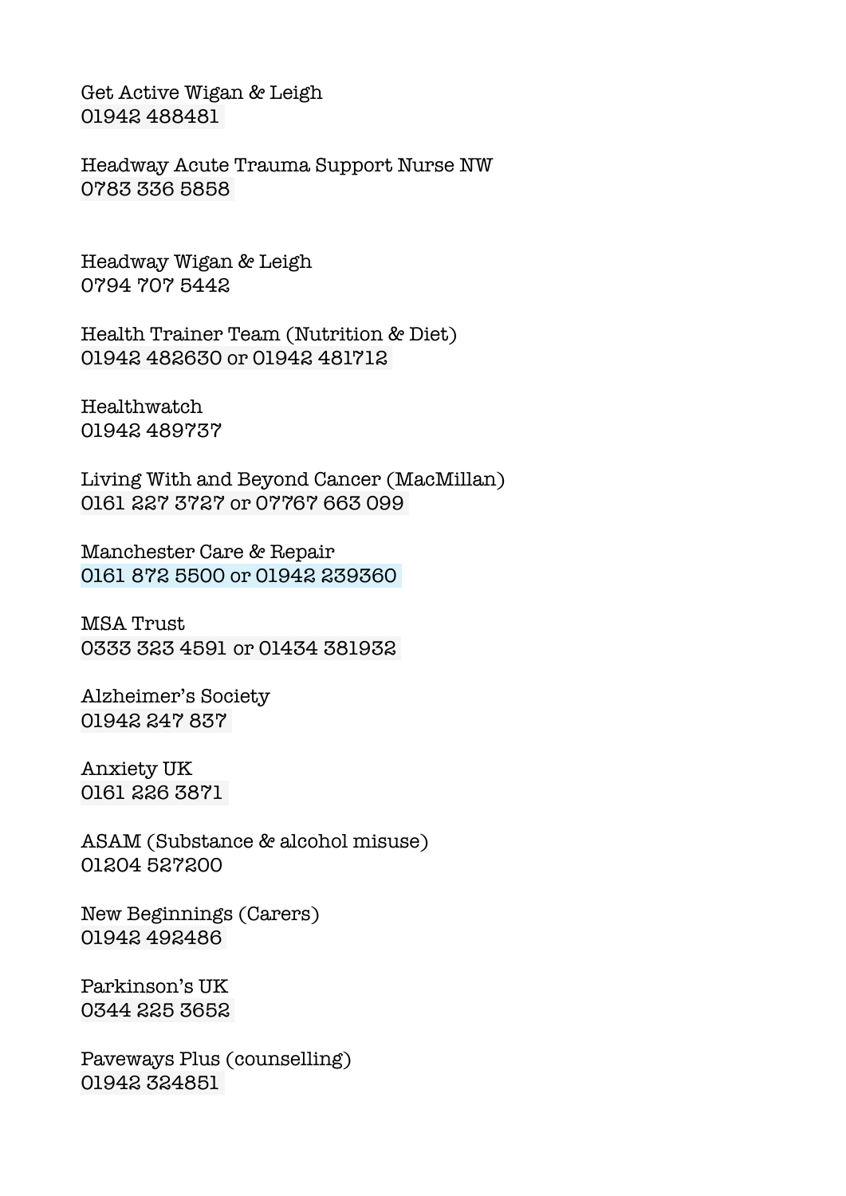Get Active Wigan & Leigh
01942 488481

Headway Acute Trauma Support Nurse NW
0783 336 5858

Headway Wigan & Leigh
0794 707 5442

Health Trainer Team (Nutrition & Diet)
01942 482630 or 01942 481712

Healthwatch
01942 489737

Living With and Beyond Cancer (MacMillan)
0161 227 3727 or 07767 663 099

Manchester Care & Repair
0161 872 5500 or 01942 239360

MSA Trust
0333 323 4591 or 01434 381932

Alzheimer's Society
01942 247 837

Anxiety UK
0161 226 3871

ASAM (Substance & alcohol misuse)
01204 527200

New Beginnings (Carers)
01942 492486

Parkinson's UK
0344 225 3652

Paveways Plus (counselling)
01942 324851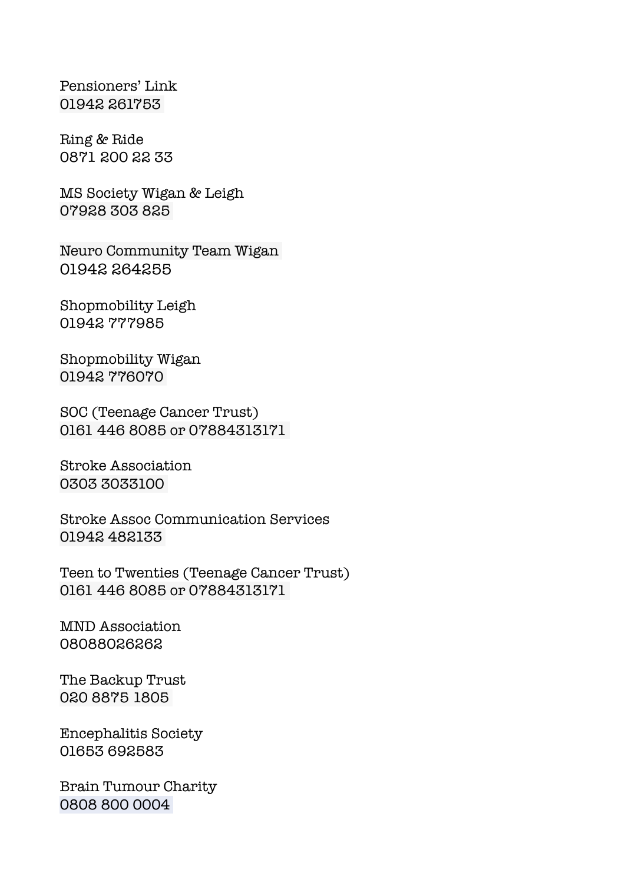Pensioners' Link
01942 261753

Ring & Ride
0871 200 22 33

MS Society Wigan & Leigh
07928 303 825

Neuro Community Team Wigan
01942 264255

Shopmobility Leigh
01942 777985

Shopmobility Wigan
01942 776070

SOC (Teenage Cancer Trust)
0161 446 8085 or 07884313171

Stroke Association
0303 3033100

Stroke Assoc Communication Services
01942 482133

Teen to Twenties (Teenage Cancer Trust)
0161 446 8085 or 07884313171

MND Association
08088026262

The Backup Trust
020 8875 1805

Encephalitis Society
01653 692583

Brain Tumour Charity
0808 800 0004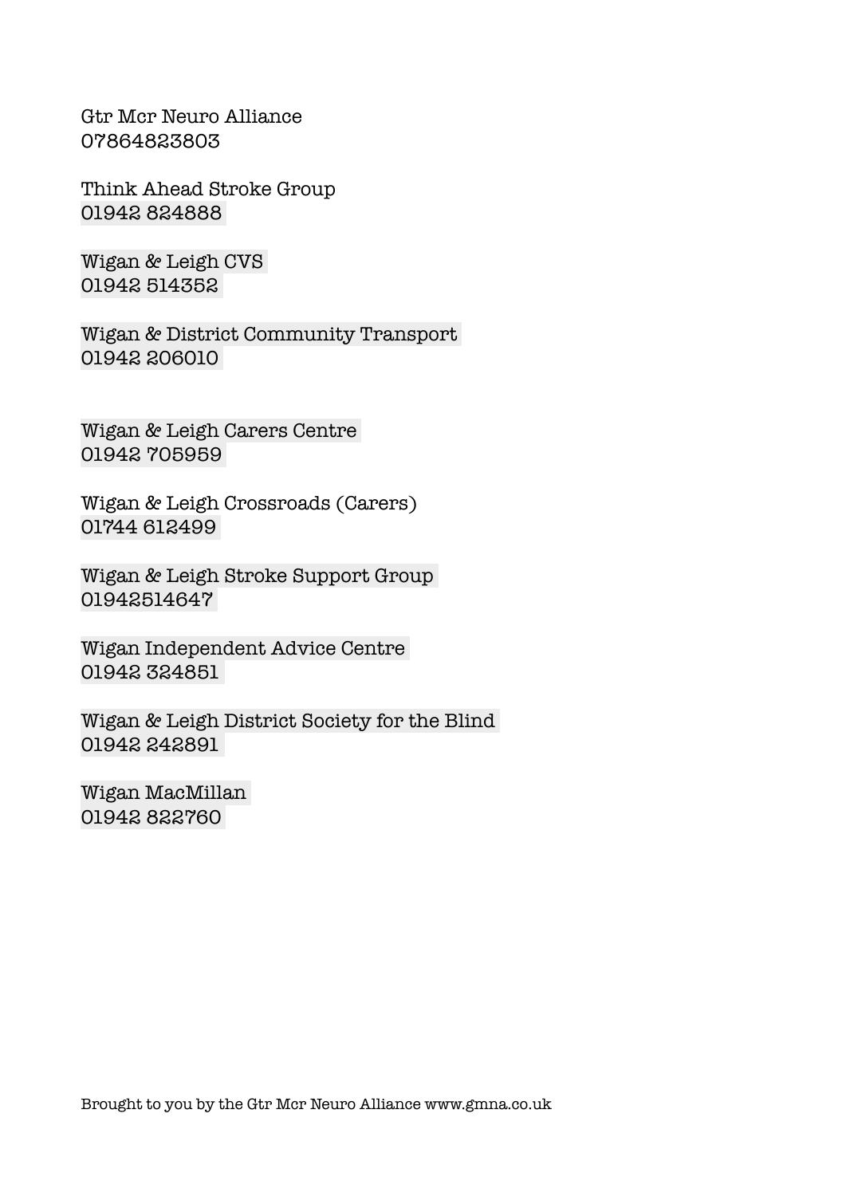Gtr Mcr Neuro Alliance  
07864823803

Think Ahead Stroke Group  
01942 824888

Wigan & Leigh CVS  
01942 514352

Wigan & District Community Transport  
01942 206010

Wigan & Leigh Carers Centre  
01942 705959

Wigan & Leigh Crossroads (Carers)  
01744 612499

Wigan & Leigh Stroke Support Group  
01942514647

Wigan Independent Advice Centre  
01942 324851

Wigan & Leigh District Society for the Blind  
01942 242891

Wigan MacMillan  
01942 822760